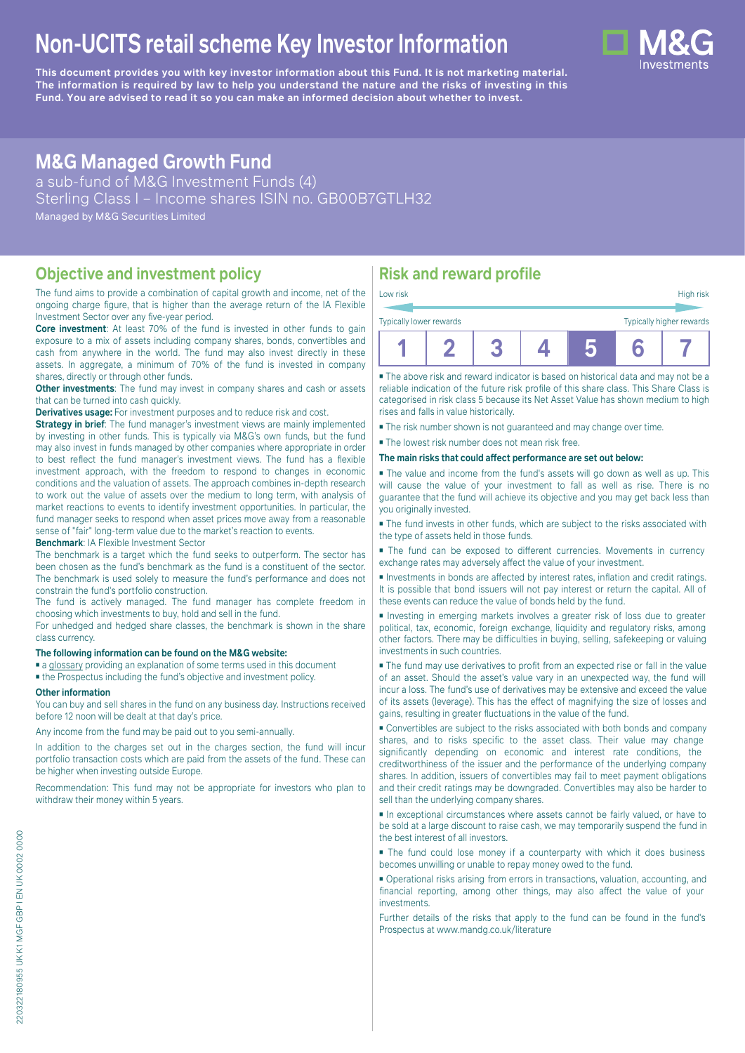# Non-UCITS retail scheme Key Investor Information

**This document provides you with key investor information about this Fund. It is not marketing material. The information is required by law to help you understand the nature and the risks of investing in this Fund. You are advised to read it so you can make an informed decision about whether to invest.**

## M&G Managed Growth Fund

a sub-fund of M&G Investment Funds (4)
Sterling Class I – Income shares ISIN no. GB00B7GTLH32
Managed by M&G Securities Limited

## Objective and investment policy

The fund aims to provide a combination of capital growth and income, net of the ongoing charge figure, that is higher than the average return of the IA Flexible Investment Sector over any five-year period.

**Core investment**: At least 70% of the fund is invested in other funds to gain exposure to a mix of assets including company shares, bonds, convertibles and cash from anywhere in the world. The fund may also invest directly in these assets. In aggregate, a minimum of 70% of the fund is invested in company shares, directly or through other funds.

**Other investments**: The fund may invest in company shares and cash or assets that can be turned into cash quickly.

**Derivatives usage:** For investment purposes and to reduce risk and cost.

**Strategy in brief**: The fund manager's investment views are mainly implemented by investing in other funds. This is typically via M&G's own funds, but the fund may also invest in funds managed by other companies where appropriate in order to best reflect the fund manager's investment views. The fund has a flexible investment approach, with the freedom to respond to changes in economic conditions and the valuation of assets. The approach combines in-depth research to work out the value of assets over the medium to long term, with analysis of market reactions to events to identify investment opportunities. In particular, the fund manager seeks to respond when asset prices move away from a reasonable sense of "fair" long-term value due to the market's reaction to events.

**Benchmark**: IA Flexible Investment Sector

The benchmark is a target which the fund seeks to outperform. The sector has been chosen as the fund's benchmark as the fund is a constituent of the sector. The benchmark is used solely to measure the fund's performance and does not constrain the fund's portfolio construction.

The fund is actively managed. The fund manager has complete freedom in choosing which investments to buy, hold and sell in the fund.

For unhedged and hedged share classes, the benchmark is shown in the share class currency.

**The following information can be found on the M&G website:**

- a glossary providing an explanation of some terms used in this document
- the Prospectus including the fund's objective and investment policy.

**Other information**

You can buy and sell shares in the fund on any business day. Instructions received before 12 noon will be dealt at that day's price.

Any income from the fund may be paid out to you semi-annually.

In addition to the charges set out in the charges section, the fund will incur portfolio transaction costs which are paid from the assets of the fund. These can be higher when investing outside Europe.

Recommendation: This fund may not be appropriate for investors who plan to withdraw their money within 5 years.

## Risk and reward profile

Low risk — High risk

Typically lower rewards — Typically higher rewards

| 1 | 2 | 3 | 4 | **5** | 6 | 7 |
|---|---|---|---|---|---|---|

- The above risk and reward indicator is based on historical data and may not be a reliable indication of the future risk profile of this share class. This Share Class is categorised in risk class 5 because its Net Asset Value has shown medium to high rises and falls in value historically.
- The risk number shown is not guaranteed and may change over time.
- The lowest risk number does not mean risk free.

**The main risks that could affect performance are set out below:**

- The value and income from the fund's assets will go down as well as up. This will cause the value of your investment to fall as well as rise. There is no guarantee that the fund will achieve its objective and you may get back less than you originally invested.
- The fund invests in other funds, which are subject to the risks associated with the type of assets held in those funds.
- The fund can be exposed to different currencies. Movements in currency exchange rates may adversely affect the value of your investment.
- Investments in bonds are affected by interest rates, inflation and credit ratings. It is possible that bond issuers will not pay interest or return the capital. All of these events can reduce the value of bonds held by the fund.
- Investing in emerging markets involves a greater risk of loss due to greater political, tax, economic, foreign exchange, liquidity and regulatory risks, among other factors. There may be difficulties in buying, selling, safekeeping or valuing investments in such countries.
- The fund may use derivatives to profit from an expected rise or fall in the value of an asset. Should the asset's value vary in an unexpected way, the fund will incur a loss. The fund's use of derivatives may be extensive and exceed the value of its assets (leverage). This has the effect of magnifying the size of losses and gains, resulting in greater fluctuations in the value of the fund.
- Convertibles are subject to the risks associated with both bonds and company shares, and to risks specific to the asset class. Their value may change significantly depending on economic and interest rate conditions, the creditworthiness of the issuer and the performance of the underlying company shares. In addition, issuers of convertibles may fail to meet payment obligations and their credit ratings may be downgraded. Convertibles may also be harder to sell than the underlying company shares.
- In exceptional circumstances where assets cannot be fairly valued, or have to be sold at a large discount to raise cash, we may temporarily suspend the fund in the best interest of all investors.
- The fund could lose money if a counterparty with which it does business becomes unwilling or unable to repay money owed to the fund.
- Operational risks arising from errors in transactions, valuation, accounting, and financial reporting, among other things, may also affect the value of your investments.

Further details of the risks that apply to the fund can be found in the fund's Prospectus at www.mandg.co.uk/literature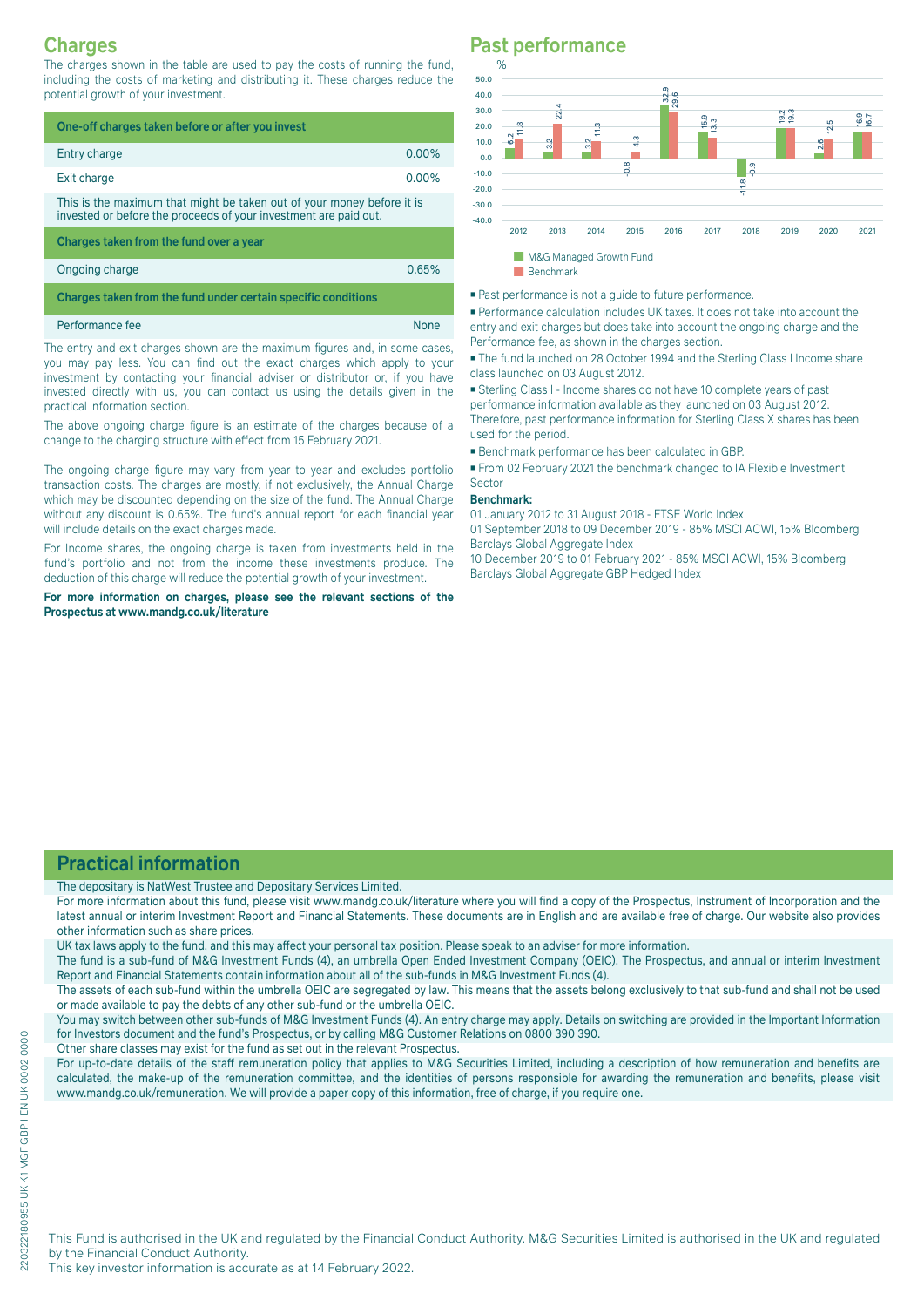## Charges

The charges shown in the table are used to pay the costs of running the fund, including the costs of marketing and distributing it. These charges reduce the potential growth of your investment.

| One-off charges taken before or after you invest | |
|---|---|
| Entry charge | 0.00% |
| Exit charge | 0.00% |
| This is the maximum that might be taken out of your money before it is invested or before the proceeds of your investment are paid out. | |
| **Charges taken from the fund over a year** | |
| Ongoing charge | 0.65% |
| **Charges taken from the fund under certain specific conditions** | |
| Performance fee | None |

The entry and exit charges shown are the maximum figures and, in some cases, you may pay less. You can find out the exact charges which apply to your investment by contacting your financial adviser or distributor or, if you have invested directly with us, you can contact us using the details given in the practical information section.

The above ongoing charge figure is an estimate of the charges because of a change to the charging structure with effect from 15 February 2021.

The ongoing charge figure may vary from year to year and excludes portfolio transaction costs. The charges are mostly, if not exclusively, the Annual Charge which may be discounted depending on the size of the fund. The Annual Charge without any discount is 0.65%. The fund's annual report for each financial year will include details on the exact charges made.

For Income shares, the ongoing charge is taken from investments held in the fund's portfolio and not from the income these investments produce. The deduction of this charge will reduce the potential growth of your investment.

**For more information on charges, please see the relevant sections of the Prospectus at www.mandg.co.uk/literature**

## Past performance

%

50.0
40.0
30.0
20.0
10.0
0.0
-10.0
-20.0
-30.0
-40.0

2012: 6.2, 11.8
2013: 3.2, 22.4
2014: 3.2, 11.3
2015: -0.8, 4.3
2016: 32.9, 29.6
2017: 15.9, 13.3
2018: -11.8, -0.9
2019: 19.2, 19.3
2020: 2.6, 12.5
2021: 16.9, 16.7

M&G Managed Growth Fund
Benchmark

- Past performance is not a guide to future performance.
- Performance calculation includes UK taxes. It does not take into account the entry and exit charges but does take into account the ongoing charge and the Performance fee, as shown in the charges section.
- The fund launched on 28 October 1994 and the Sterling Class I Income share class launched on 03 August 2012.
- Sterling Class I - Income shares do not have 10 complete years of past performance information available as they launched on 03 August 2012. Therefore, past performance information for Sterling Class X shares has been used for the period.
- Benchmark performance has been calculated in GBP.
- From 02 February 2021 the benchmark changed to IA Flexible Investment Sector

**Benchmark:**

01 January 2012 to 31 August 2018 - FTSE World Index

01 September 2018 to 09 December 2019 - 85% MSCI ACWI, 15% Bloomberg Barclays Global Aggregate Index

10 December 2019 to 01 February 2021 - 85% MSCI ACWI, 15% Bloomberg Barclays Global Aggregate GBP Hedged Index

## Practical information

The depositary is NatWest Trustee and Depositary Services Limited.

For more information about this fund, please visit www.mandg.co.uk/literature where you will find a copy of the Prospectus, Instrument of Incorporation and the latest annual or interim Investment Report and Financial Statements. These documents are in English and are available free of charge. Our website also provides other information such as share prices.

UK tax laws apply to the fund, and this may affect your personal tax position. Please speak to an adviser for more information.

The fund is a sub-fund of M&G Investment Funds (4), an umbrella Open Ended Investment Company (OEIC). The Prospectus, and annual or interim Investment Report and Financial Statements contain information about all of the sub-funds in M&G Investment Funds (4).

The assets of each sub-fund within the umbrella OEIC are segregated by law. This means that the assets belong exclusively to that sub-fund and shall not be used or made available to pay the debts of any other sub-fund or the umbrella OEIC.

You may switch between other sub-funds of M&G Investment Funds (4). An entry charge may apply. Details on switching are provided in the Important Information for Investors document and the fund's Prospectus, or by calling M&G Customer Relations on 0800 390 390.

Other share classes may exist for the fund as set out in the relevant Prospectus.

For up-to-date details of the staff remuneration policy that applies to M&G Securities Limited, including a description of how remuneration and benefits are calculated, the make-up of the remuneration committee, and the identities of persons responsible for awarding the remuneration and benefits, please visit www.mandg.co.uk/remuneration. We will provide a paper copy of this information, free of charge, if you require one.

This Fund is authorised in the UK and regulated by the Financial Conduct Authority. M&G Securities Limited is authorised in the UK and regulated by the Financial Conduct Authority.

This key investor information is accurate as at 14 February 2022.

22032180955 UK K1 MGF GBP I EN UK 0002 0000